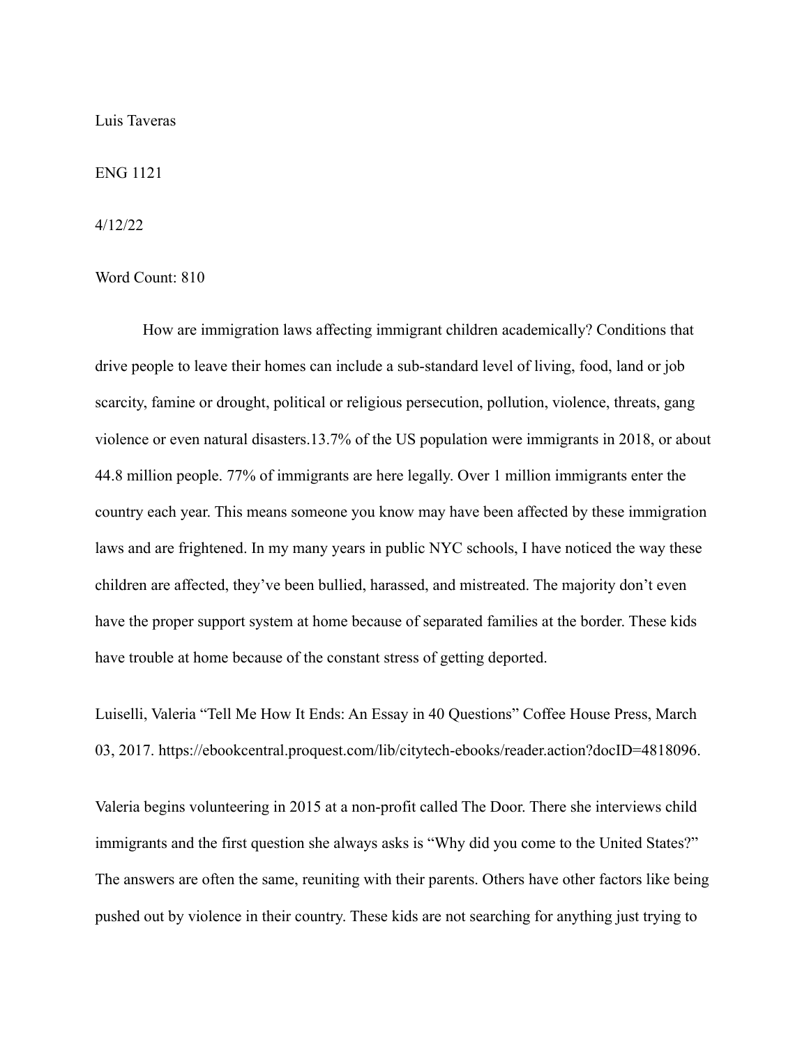Luis Taveras

ENG 1121

4/12/22

Word Count: 810

How are immigration laws affecting immigrant children academically? Conditions that drive people to leave their homes can include a sub-standard level of living, food, land or job scarcity, famine or drought, political or religious persecution, pollution, violence, threats, gang violence or even natural disasters.13.7% of the US population were immigrants in 2018, or about 44.8 million people. 77% of immigrants are here legally. Over 1 million immigrants enter the country each year. This means someone you know may have been affected by these immigration laws and are frightened. In my many years in public NYC schools, I have noticed the way these children are affected, they've been bullied, harassed, and mistreated. The majority don't even have the proper support system at home because of separated families at the border. These kids have trouble at home because of the constant stress of getting deported.

Luiselli, Valeria "Tell Me How It Ends: An Essay in 40 Questions" Coffee House Press, March 03, 2017. https://ebookcentral.proquest.com/lib/citytech-ebooks/reader.action?docID=4818096.

Valeria begins volunteering in 2015 at a non-profit called The Door. There she interviews child immigrants and the first question she always asks is "Why did you come to the United States?" The answers are often the same, reuniting with their parents. Others have other factors like being pushed out by violence in their country. These kids are not searching for anything just trying to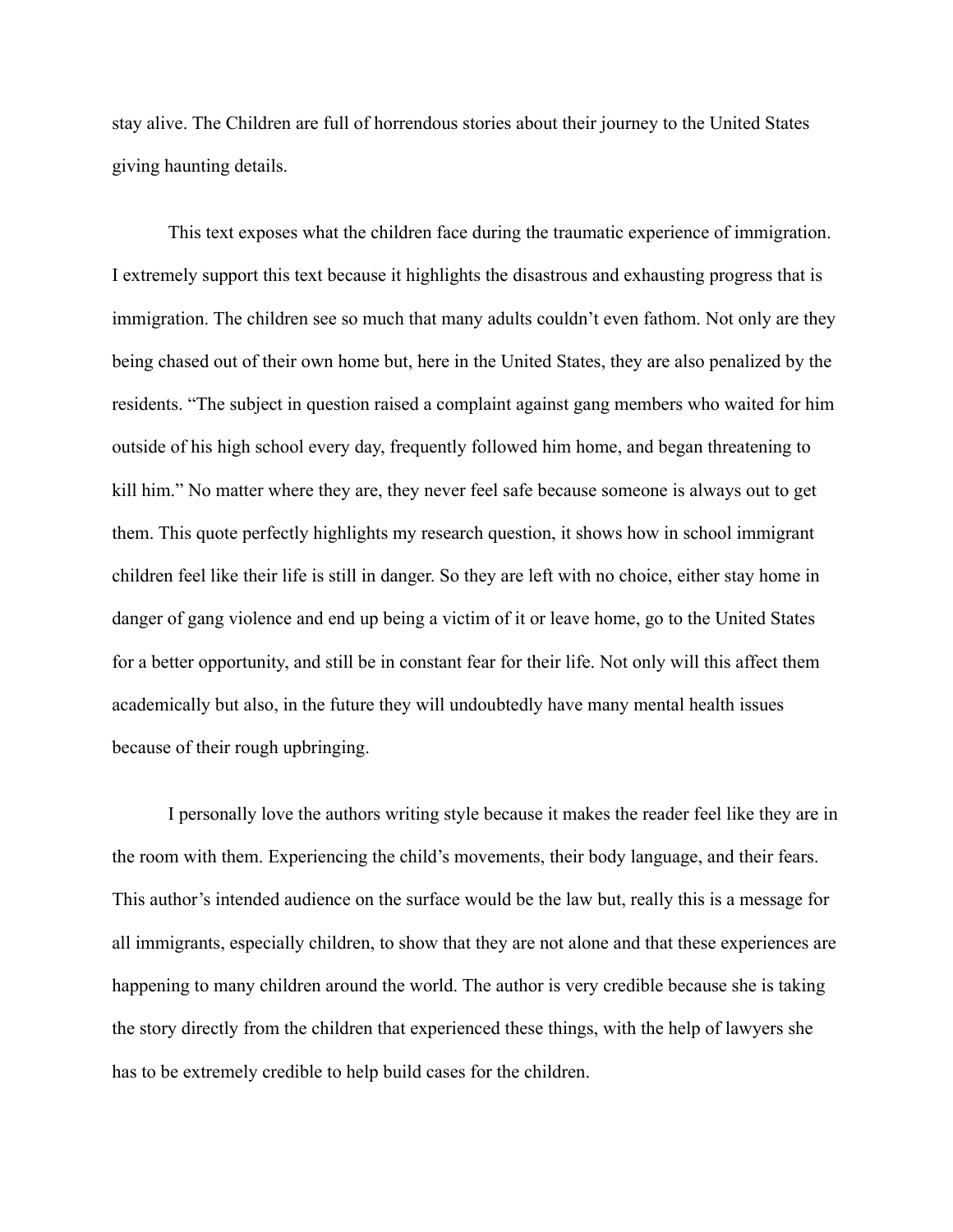stay alive. The Children are full of horrendous stories about their journey to the United States giving haunting details.

This text exposes what the children face during the traumatic experience of immigration. I extremely support this text because it highlights the disastrous and exhausting progress that is immigration. The children see so much that many adults couldn't even fathom. Not only are they being chased out of their own home but, here in the United States, they are also penalized by the residents. "The subject in question raised a complaint against gang members who waited for him outside of his high school every day, frequently followed him home, and began threatening to kill him." No matter where they are, they never feel safe because someone is always out to get them. This quote perfectly highlights my research question, it shows how in school immigrant children feel like their life is still in danger. So they are left with no choice, either stay home in danger of gang violence and end up being a victim of it or leave home, go to the United States for a better opportunity, and still be in constant fear for their life. Not only will this affect them academically but also, in the future they will undoubtedly have many mental health issues because of their rough upbringing.

I personally love the authors writing style because it makes the reader feel like they are in the room with them. Experiencing the child's movements, their body language, and their fears. This author's intended audience on the surface would be the law but, really this is a message for all immigrants, especially children, to show that they are not alone and that these experiences are happening to many children around the world. The author is very credible because she is taking the story directly from the children that experienced these things, with the help of lawyers she has to be extremely credible to help build cases for the children.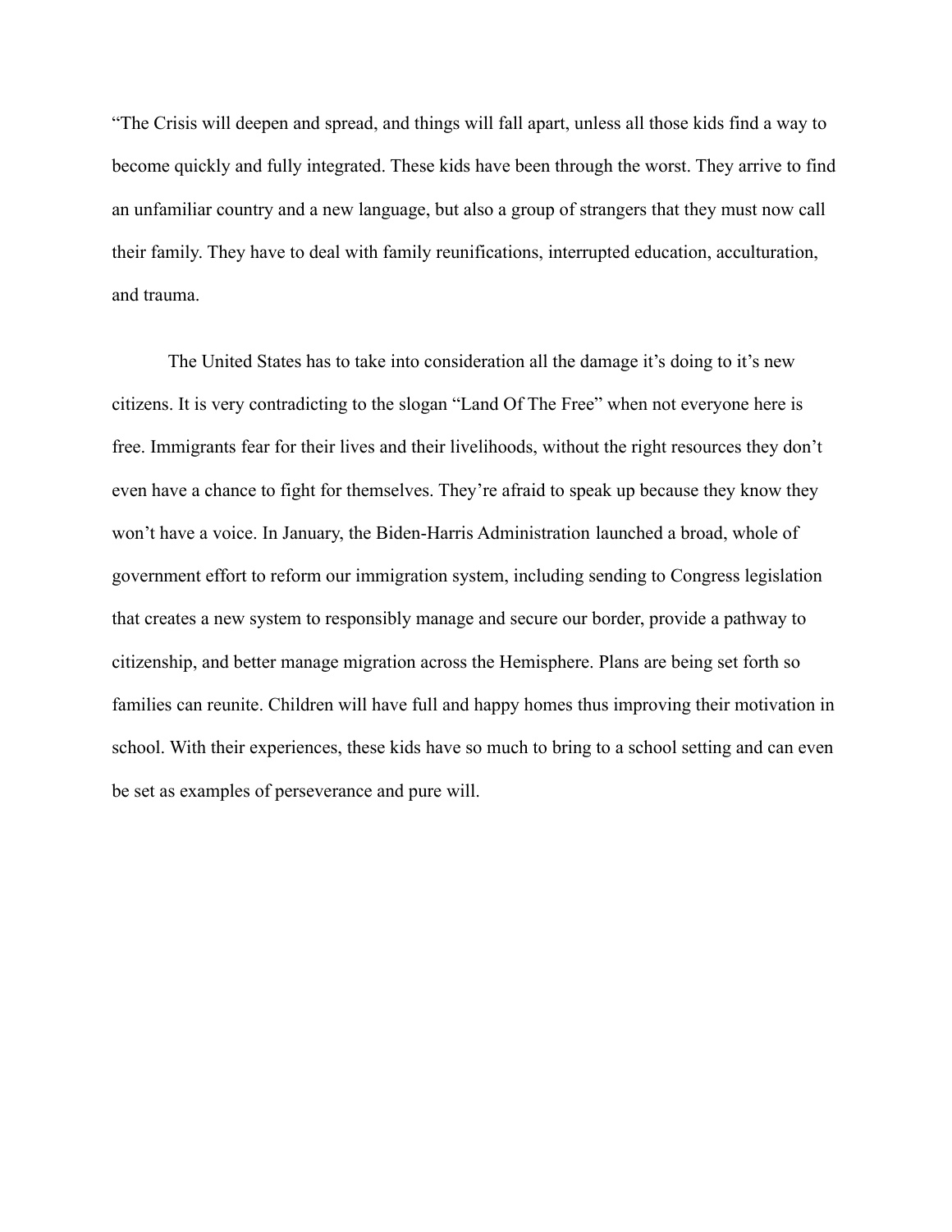"The Crisis will deepen and spread, and things will fall apart, unless all those kids find a way to become quickly and fully integrated. These kids have been through the worst. They arrive to find an unfamiliar country and a new language, but also a group of strangers that they must now call their family. They have to deal with family reunifications, interrupted education, acculturation, and trauma.

The United States has to take into consideration all the damage it's doing to it's new citizens. It is very contradicting to the slogan "Land Of The Free" when not everyone here is free. Immigrants fear for their lives and their livelihoods, without the right resources they don't even have a chance to fight for themselves. They're afraid to speak up because they know they won't have a voice. In January, the Biden-Harris Administration launched a broad, whole of government effort to reform our immigration system, including sending to Congress legislation that creates a new system to responsibly manage and secure our border, provide a pathway to citizenship, and better manage migration across the Hemisphere. Plans are being set forth so families can reunite. Children will have full and happy homes thus improving their motivation in school. With their experiences, these kids have so much to bring to a school setting and can even be set as examples of perseverance and pure will.